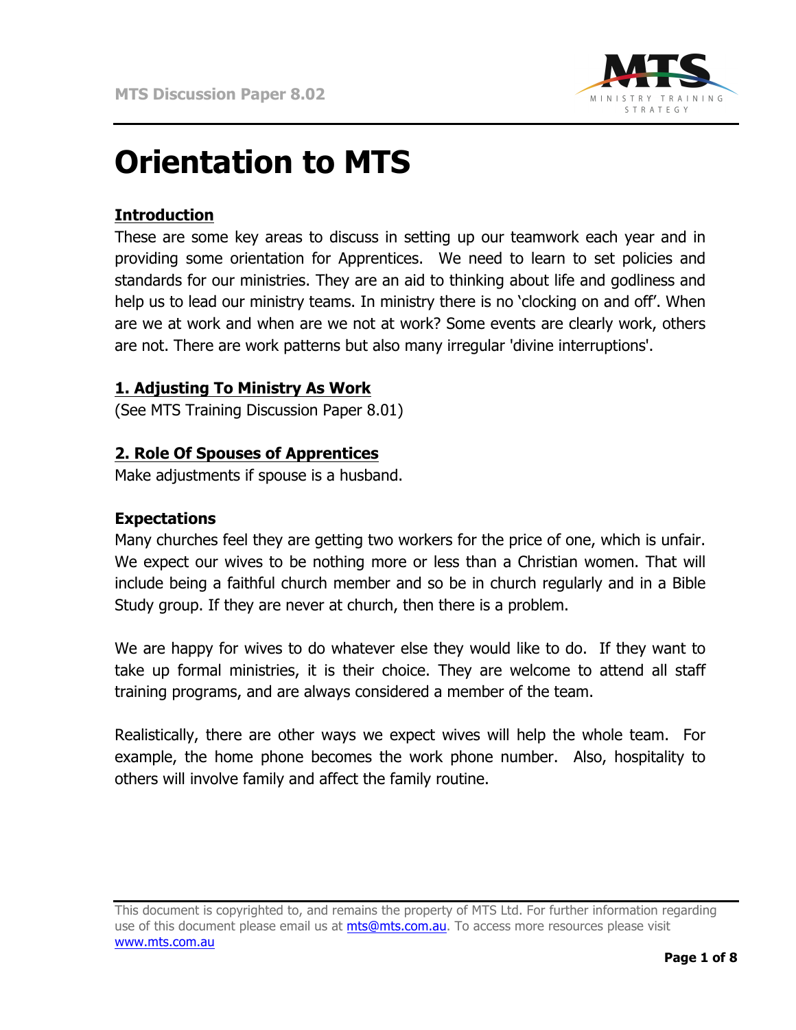# Orientation to MTS

## Introduction

These are some key areas to discuss in setting up our teamwork each year and in providing some orientation for Apprentices. We need to learn to set policies and standards for our ministries. They are an aid to thinking about life and godliness and help us to lead our ministry teams. In ministry there is no 'clocking on and off'. When are we at work and when are we not at work? Some events are clearly work, others are not. There are work patterns but also many irregular 'divine interruptions'.

## 1. Adjusting To Ministry As Work

(See MTS Training Discussion Paper 8.01)

## 2. Role Of Spouses of Apprentices

Make adjustments if spouse is a husband.

### Expectations

Many churches feel they are getting two workers for the price of one, which is unfair. We expect our wives to be nothing more or less than a Christian women. That will include being a faithful church member and so be in church regularly and in a Bible Study group. If they are never at church, then there is a problem.

We are happy for wives to do whatever else they would like to do. If they want to take up formal ministries, it is their choice. They are welcome to attend all staff training programs, and are always considered a member of the team.

Realistically, there are other ways we expect wives will help the whole team. For example, the home phone becomes the work phone number. Also, hospitality to others will involve family and affect the family routine.

This document is copyrighted to, and remains the property of MTS Ltd. For further information regarding use of this document please email us at mts@mts.com.au. To access more resources please visit www.mts.com.au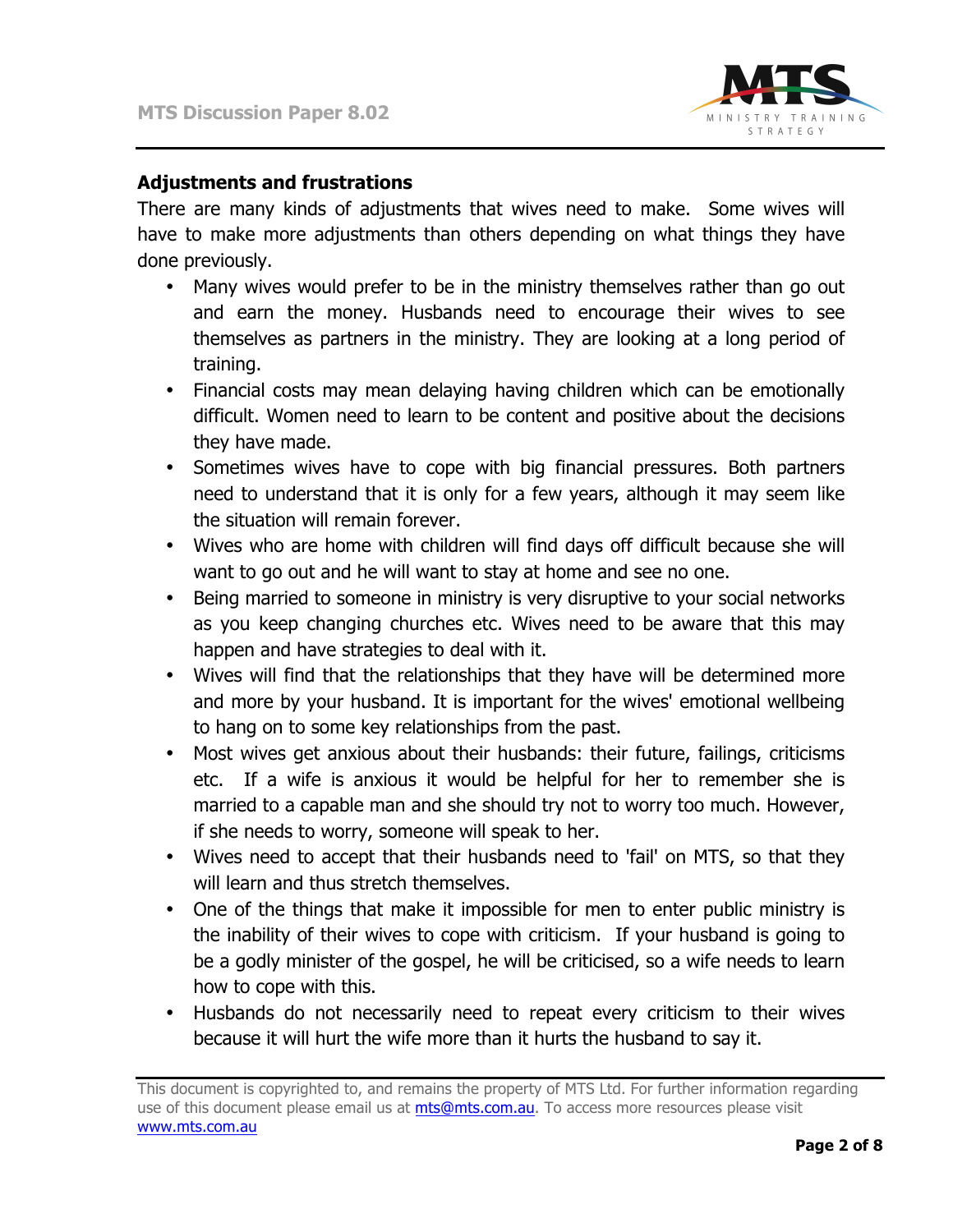**Adjustments and frustrations**

There are many kinds of adjustments that wives need to make. Some wives will have to make more adjustments than others depending on what things they have done previously.

- Many wives would prefer to be in the ministry themselves rather than go out and earn the money. Husbands need to encourage their wives to see themselves as partners in the ministry. They are looking at a long period of training.
- Financial costs may mean delaying having children which can be emotionally difficult. Women need to learn to be content and positive about the decisions they have made.
- Sometimes wives have to cope with big financial pressures. Both partners need to understand that it is only for a few years, although it may seem like the situation will remain forever.
- Wives who are home with children will find days off difficult because she will want to go out and he will want to stay at home and see no one.
- Being married to someone in ministry is very disruptive to your social networks as you keep changing churches etc. Wives need to be aware that this may happen and have strategies to deal with it.
- Wives will find that the relationships that they have will be determined more and more by your husband. It is important for the wives' emotional wellbeing to hang on to some key relationships from the past.
- Most wives get anxious about their husbands: their future, failings, criticisms etc. If a wife is anxious it would be helpful for her to remember she is married to a capable man and she should try not to worry too much. However, if she needs to worry, someone will speak to her.
- Wives need to accept that their husbands need to 'fail' on MTS, so that they will learn and thus stretch themselves.
- One of the things that make it impossible for men to enter public ministry is the inability of their wives to cope with criticism. If your husband is going to be a godly minister of the gospel, he will be criticised, so a wife needs to learn how to cope with this.
- Husbands do not necessarily need to repeat every criticism to their wives because it will hurt the wife more than it hurts the husband to say it.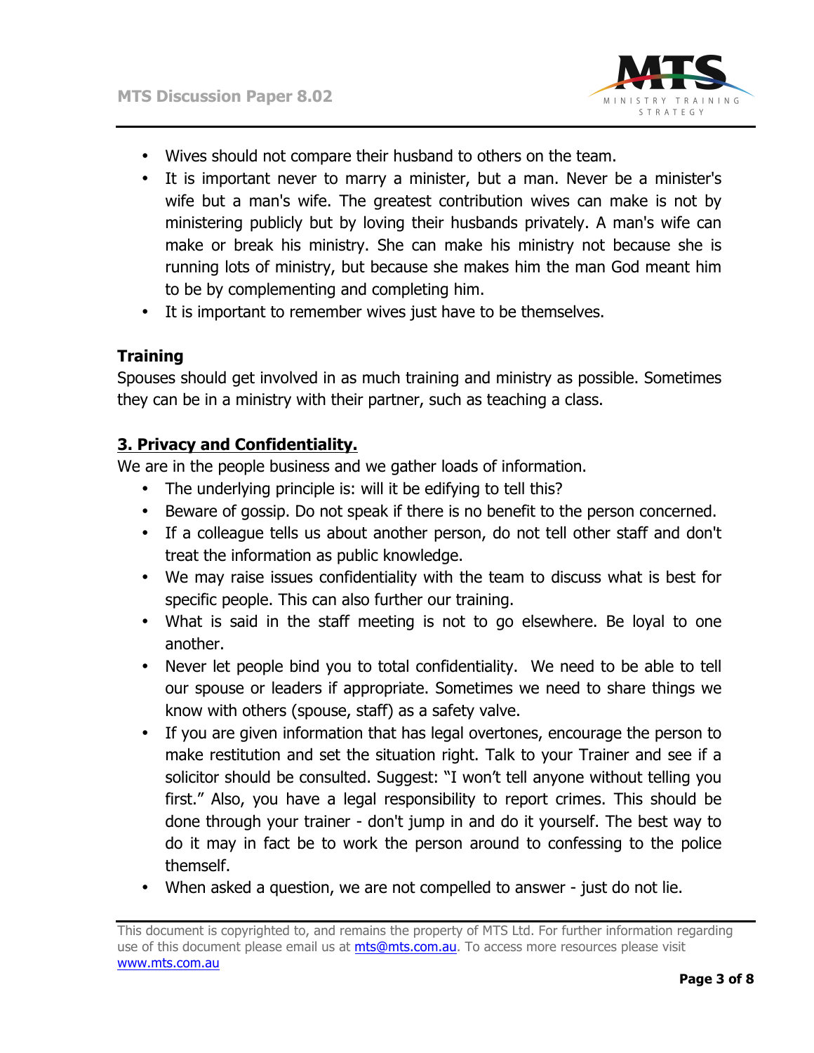- Wives should not compare their husband to others on the team.
- It is important never to marry a minister, but a man. Never be a minister's wife but a man's wife. The greatest contribution wives can make is not by ministering publicly but by loving their husbands privately. A man's wife can make or break his ministry. She can make his ministry not because she is running lots of ministry, but because she makes him the man God meant him to be by complementing and completing him.
- It is important to remember wives just have to be themselves.

### Training

Spouses should get involved in as much training and ministry as possible. Sometimes they can be in a ministry with their partner, such as teaching a class.

## 3. Privacy and Confidentiality.

We are in the people business and we gather loads of information.

- The underlying principle is: will it be edifying to tell this?
- Beware of gossip. Do not speak if there is no benefit to the person concerned.
- If a colleague tells us about another person, do not tell other staff and don't treat the information as public knowledge.
- We may raise issues confidentiality with the team to discuss what is best for specific people. This can also further our training.
- What is said in the staff meeting is not to go elsewhere. Be loyal to one another.
- Never let people bind you to total confidentiality. We need to be able to tell our spouse or leaders if appropriate. Sometimes we need to share things we know with others (spouse, staff) as a safety valve.
- If you are given information that has legal overtones, encourage the person to make restitution and set the situation right. Talk to your Trainer and see if a solicitor should be consulted. Suggest: "I won't tell anyone without telling you first." Also, you have a legal responsibility to report crimes. This should be done through your trainer - don't jump in and do it yourself. The best way to do it may in fact be to work the person around to confessing to the police themself.
- When asked a question, we are not compelled to answer - just do not lie.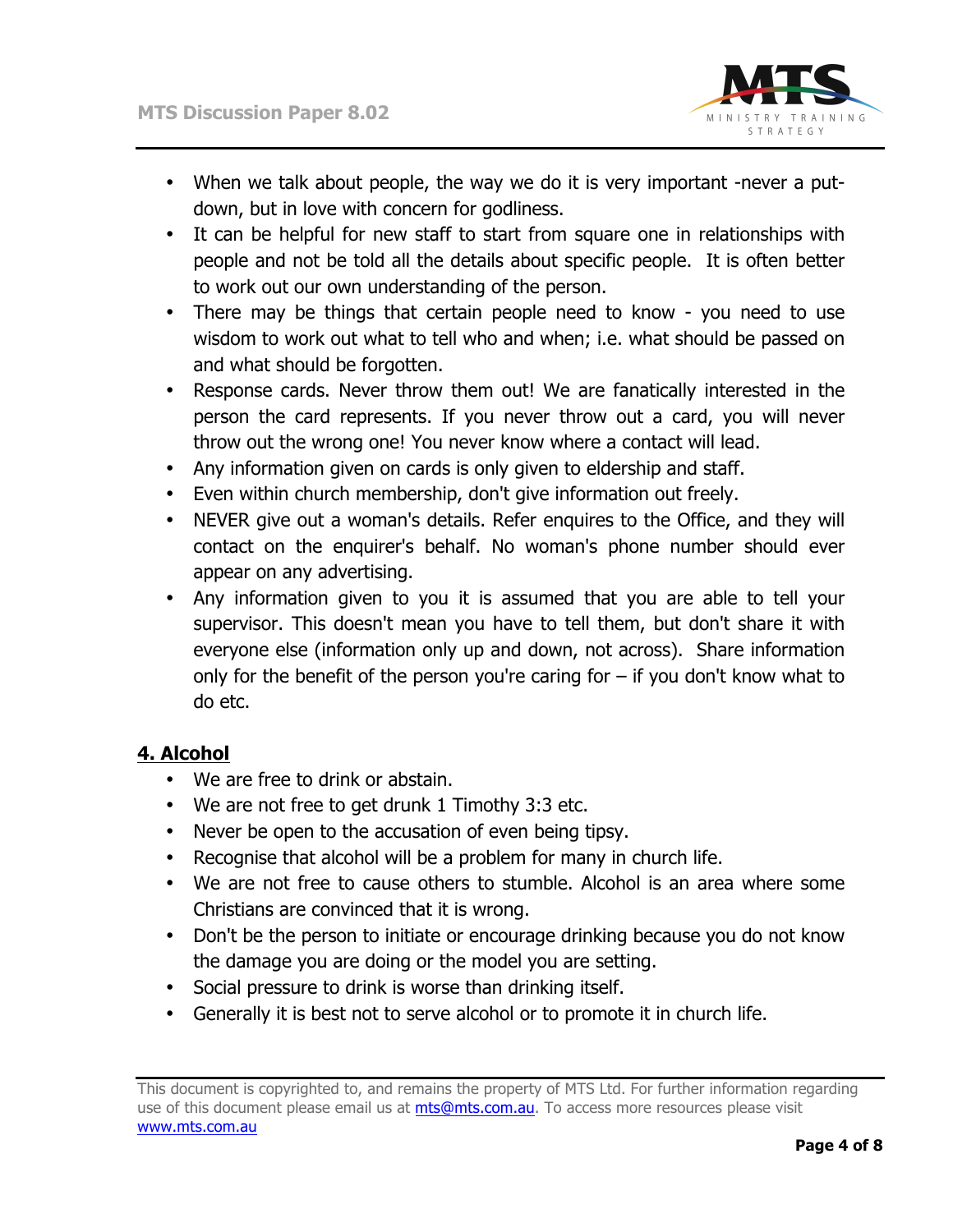- When we talk about people, the way we do it is very important -never a put-down, but in love with concern for godliness.
- It can be helpful for new staff to start from square one in relationships with people and not be told all the details about specific people. It is often better to work out our own understanding of the person.
- There may be things that certain people need to know - you need to use wisdom to work out what to tell who and when; i.e. what should be passed on and what should be forgotten.
- Response cards. Never throw them out! We are fanatically interested in the person the card represents. If you never throw out a card, you will never throw out the wrong one! You never know where a contact will lead.
- Any information given on cards is only given to eldership and staff.
- Even within church membership, don't give information out freely.
- NEVER give out a woman's details. Refer enquires to the Office, and they will contact on the enquirer's behalf. No woman's phone number should ever appear on any advertising.
- Any information given to you it is assumed that you are able to tell your supervisor. This doesn't mean you have to tell them, but don't share it with everyone else (information only up and down, not across). Share information only for the benefit of the person you're caring for – if you don't know what to do etc.

## 4. Alcohol

- We are free to drink or abstain.
- We are not free to get drunk 1 Timothy 3:3 etc.
- Never be open to the accusation of even being tipsy.
- Recognise that alcohol will be a problem for many in church life.
- We are not free to cause others to stumble. Alcohol is an area where some Christians are convinced that it is wrong.
- Don't be the person to initiate or encourage drinking because you do not know the damage you are doing or the model you are setting.
- Social pressure to drink is worse than drinking itself.
- Generally it is best not to serve alcohol or to promote it in church life.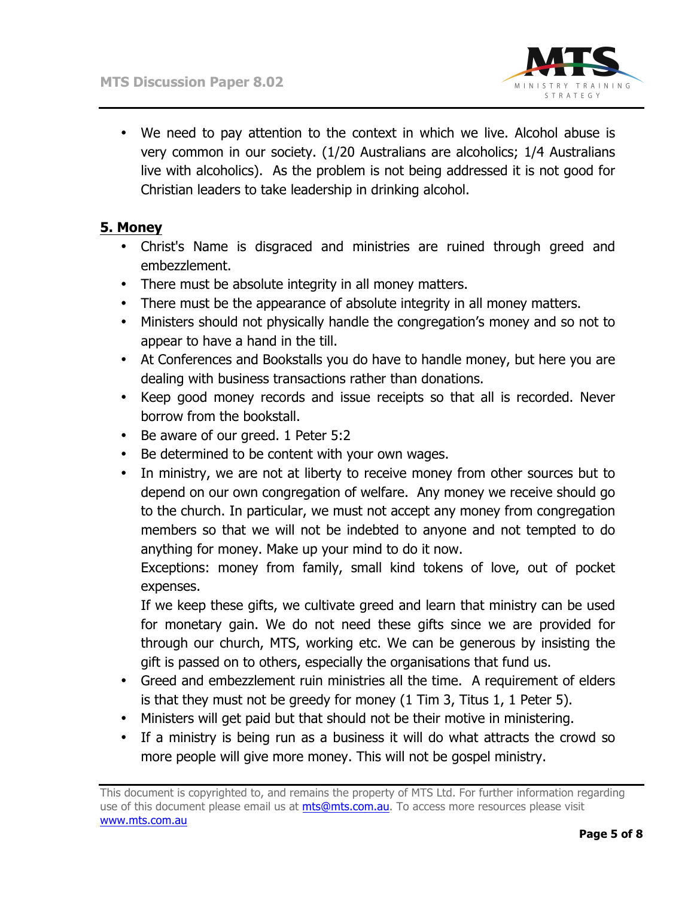- We need to pay attention to the context in which we live. Alcohol abuse is very common in our society. (1/20 Australians are alcoholics; 1/4 Australians live with alcoholics). As the problem is not being addressed it is not good for Christian leaders to take leadership in drinking alcohol.

## 5. Money

- Christ's Name is disgraced and ministries are ruined through greed and embezzlement.
- There must be absolute integrity in all money matters.
- There must be the appearance of absolute integrity in all money matters.
- Ministers should not physically handle the congregation's money and so not to appear to have a hand in the till.
- At Conferences and Bookstalls you do have to handle money, but here you are dealing with business transactions rather than donations.
- Keep good money records and issue receipts so that all is recorded. Never borrow from the bookstall.
- Be aware of our greed. 1 Peter 5:2
- Be determined to be content with your own wages.
- In ministry, we are not at liberty to receive money from other sources but to depend on our own congregation of welfare. Any money we receive should go to the church. In particular, we must not accept any money from congregation members so that we will not be indebted to anyone and not tempted to do anything for money. Make up your mind to do it now.

  Exceptions: money from family, small kind tokens of love, out of pocket expenses.

  If we keep these gifts, we cultivate greed and learn that ministry can be used for monetary gain. We do not need these gifts since we are provided for through our church, MTS, working etc. We can be generous by insisting the gift is passed on to others, especially the organisations that fund us.
- Greed and embezzlement ruin ministries all the time. A requirement of elders is that they must not be greedy for money (1 Tim 3, Titus 1, 1 Peter 5).
- Ministers will get paid but that should not be their motive in ministering.
- If a ministry is being run as a business it will do what attracts the crowd so more people will give more money. This will not be gospel ministry.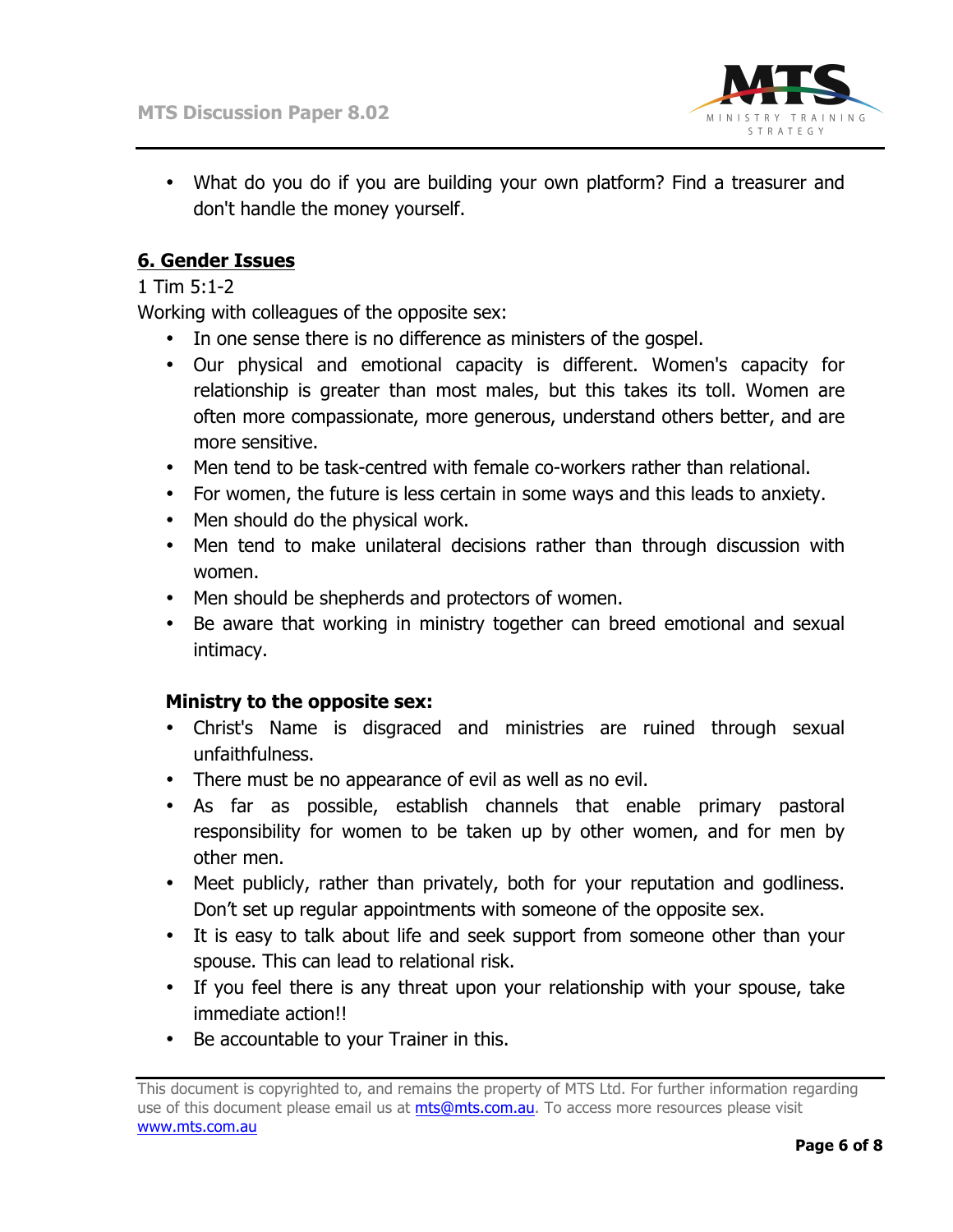- What do you do if you are building your own platform? Find a treasurer and don't handle the money yourself.

## 6. Gender Issues

1 Tim 5:1-2

Working with colleagues of the opposite sex:

- In one sense there is no difference as ministers of the gospel.
- Our physical and emotional capacity is different. Women's capacity for relationship is greater than most males, but this takes its toll. Women are often more compassionate, more generous, understand others better, and are more sensitive.
- Men tend to be task-centred with female co-workers rather than relational.
- For women, the future is less certain in some ways and this leads to anxiety.
- Men should do the physical work.
- Men tend to make unilateral decisions rather than through discussion with women.
- Men should be shepherds and protectors of women.
- Be aware that working in ministry together can breed emotional and sexual intimacy.

**Ministry to the opposite sex:**

- Christ's Name is disgraced and ministries are ruined through sexual unfaithfulness.
- There must be no appearance of evil as well as no evil.
- As far as possible, establish channels that enable primary pastoral responsibility for women to be taken up by other women, and for men by other men.
- Meet publicly, rather than privately, both for your reputation and godliness. Don't set up regular appointments with someone of the opposite sex.
- It is easy to talk about life and seek support from someone other than your spouse. This can lead to relational risk.
- If you feel there is any threat upon your relationship with your spouse, take immediate action!!
- Be accountable to your Trainer in this.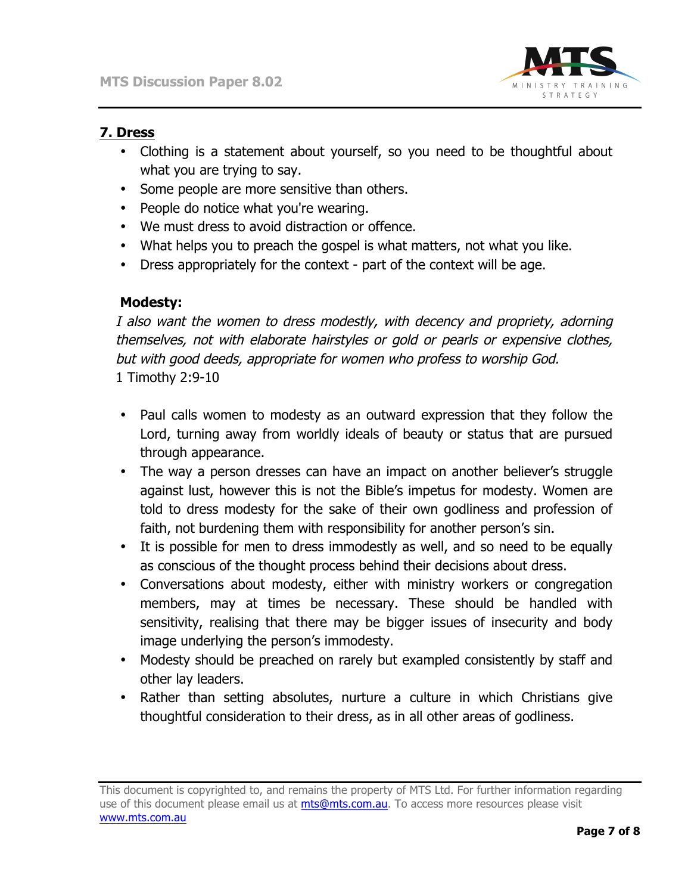## 7. Dress

- Clothing is a statement about yourself, so you need to be thoughtful about what you are trying to say.
- Some people are more sensitive than others.
- People do notice what you're wearing.
- We must dress to avoid distraction or offence.
- What helps you to preach the gospel is what matters, not what you like.
- Dress appropriately for the context - part of the context will be age.

### Modesty:

*I also want the women to dress modestly, with decency and propriety, adorning themselves, not with elaborate hairstyles or gold or pearls or expensive clothes, but with good deeds, appropriate for women who profess to worship God.*
1 Timothy 2:9-10

- Paul calls women to modesty as an outward expression that they follow the Lord, turning away from worldly ideals of beauty or status that are pursued through appearance.
- The way a person dresses can have an impact on another believer's struggle against lust, however this is not the Bible's impetus for modesty. Women are told to dress modesty for the sake of their own godliness and profession of faith, not burdening them with responsibility for another person's sin.
- It is possible for men to dress immodestly as well, and so need to be equally as conscious of the thought process behind their decisions about dress.
- Conversations about modesty, either with ministry workers or congregation members, may at times be necessary. These should be handled with sensitivity, realising that there may be bigger issues of insecurity and body image underlying the person's immodesty.
- Modesty should be preached on rarely but exampled consistently by staff and other lay leaders.
- Rather than setting absolutes, nurture a culture in which Christians give thoughtful consideration to their dress, as in all other areas of godliness.

This document is copyrighted to, and remains the property of MTS Ltd. For further information regarding use of this document please email us at mts@mts.com.au. To access more resources please visit www.mts.com.au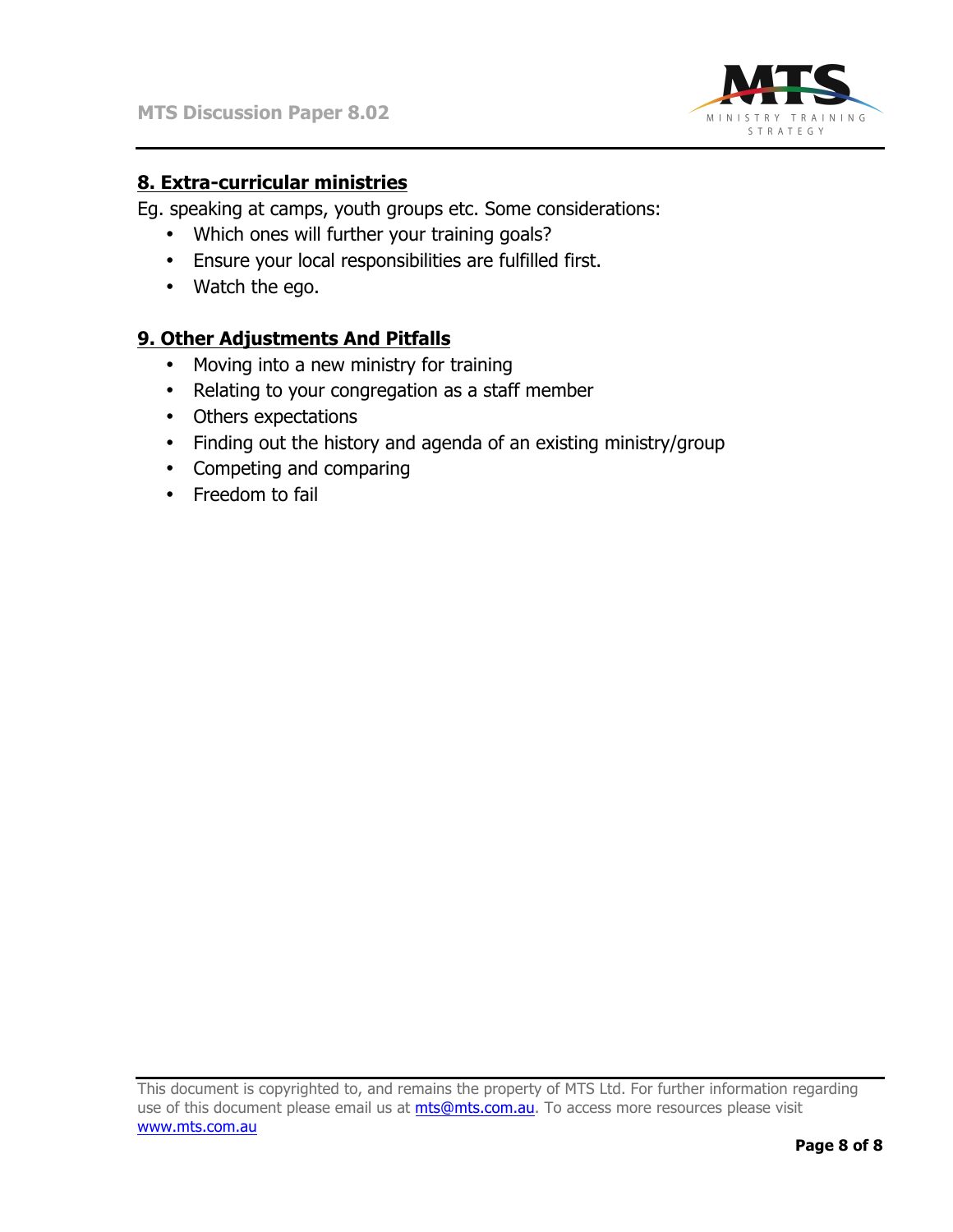## 8. Extra-curricular ministries

Eg. speaking at camps, youth groups etc. Some considerations:

- Which ones will further your training goals?
- Ensure your local responsibilities are fulfilled first.
- Watch the ego.

## 9. Other Adjustments And Pitfalls

- Moving into a new ministry for training
- Relating to your congregation as a staff member
- Others expectations
- Finding out the history and agenda of an existing ministry/group
- Competing and comparing
- Freedom to fail

This document is copyrighted to, and remains the property of MTS Ltd. For further information regarding use of this document please email us at mts@mts.com.au. To access more resources please visit www.mts.com.au